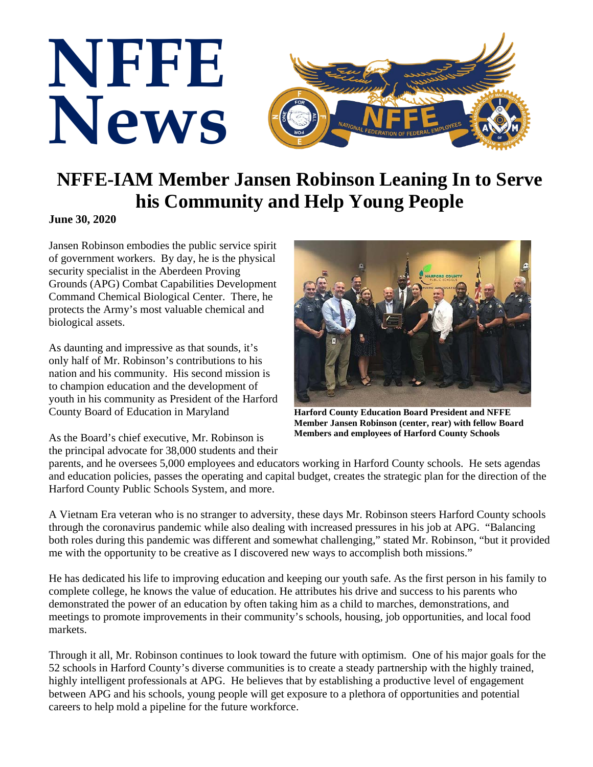# NFFE News

## NFFE-IAM Member Jansen Robinson Leaning In to Serve his Community and Help Young People

**June 30, 2020**

Jansen Robinson embodies the public service spirit of government workers. By day, he is the physical security specialist in the Aberdeen Proving Grounds (APG) Combat Capabilities Development Command Chemical Biological Center. There, he protects the Army's most valuable chemical and biological assets.

As daunting and impressive as that sounds, it's only half of Mr. Robinson's contributions to his nation and his community. His second mission is to champion education and the development of youth in his community as President of the Harford County Board of Education in Maryland

**Harford County Education Board President and NFFE Member Jansen Robinson (center, rear) with fellow Board Members and employees of Harford County Schools**

As the Board's chief executive, Mr. Robinson is the principal advocate for 38,000 students and their parents, and he oversees 5,000 employees and educators working in Harford County schools. He sets agendas and education policies, passes the operating and capital budget, creates the strategic plan for the direction of the Harford County Public Schools System, and more.

A Vietnam Era veteran who is no stranger to adversity, these days Mr. Robinson steers Harford County schools through the coronavirus pandemic while also dealing with increased pressures in his job at APG. "Balancing both roles during this pandemic was different and somewhat challenging," stated Mr. Robinson, "but it provided me with the opportunity to be creative as I discovered new ways to accomplish both missions."

He has dedicated his life to improving education and keeping our youth safe. As the first person in his family to complete college, he knows the value of education. He attributes his drive and success to his parents who demonstrated the power of an education by often taking him as a child to marches, demonstrations, and meetings to promote improvements in their community's schools, housing, job opportunities, and local food markets.

Through it all, Mr. Robinson continues to look toward the future with optimism. One of his major goals for the 52 schools in Harford County's diverse communities is to create a steady partnership with the highly trained, highly intelligent professionals at APG. He believes that by establishing a productive level of engagement between APG and his schools, young people will get exposure to a plethora of opportunities and potential careers to help mold a pipeline for the future workforce.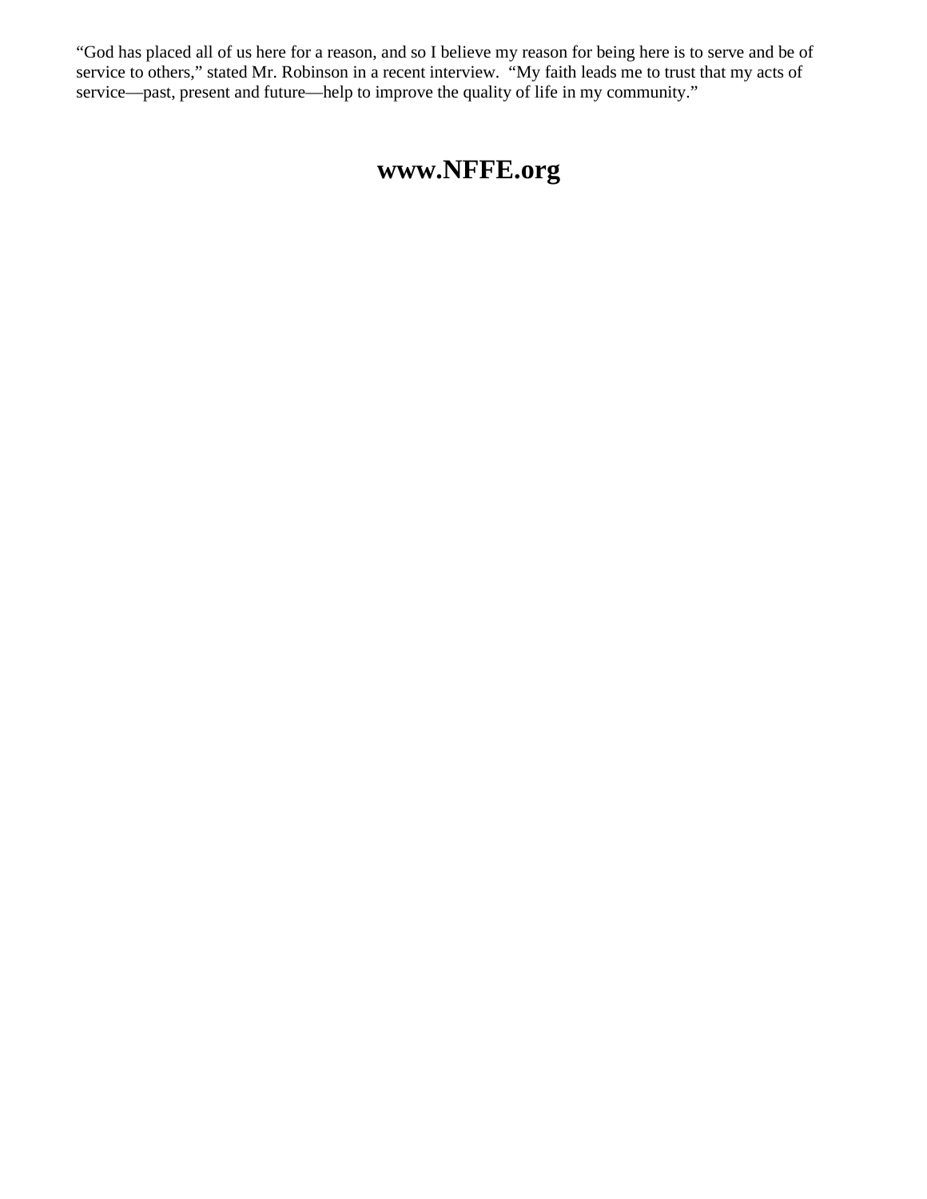“God has placed all of us here for a reason, and so I believe my reason for being here is to serve and be of service to others,” stated Mr. Robinson in a recent interview. “My faith leads me to trust that my acts of service—past, present and future—help to improve the quality of life in my community.”

**www.NFFE.org**